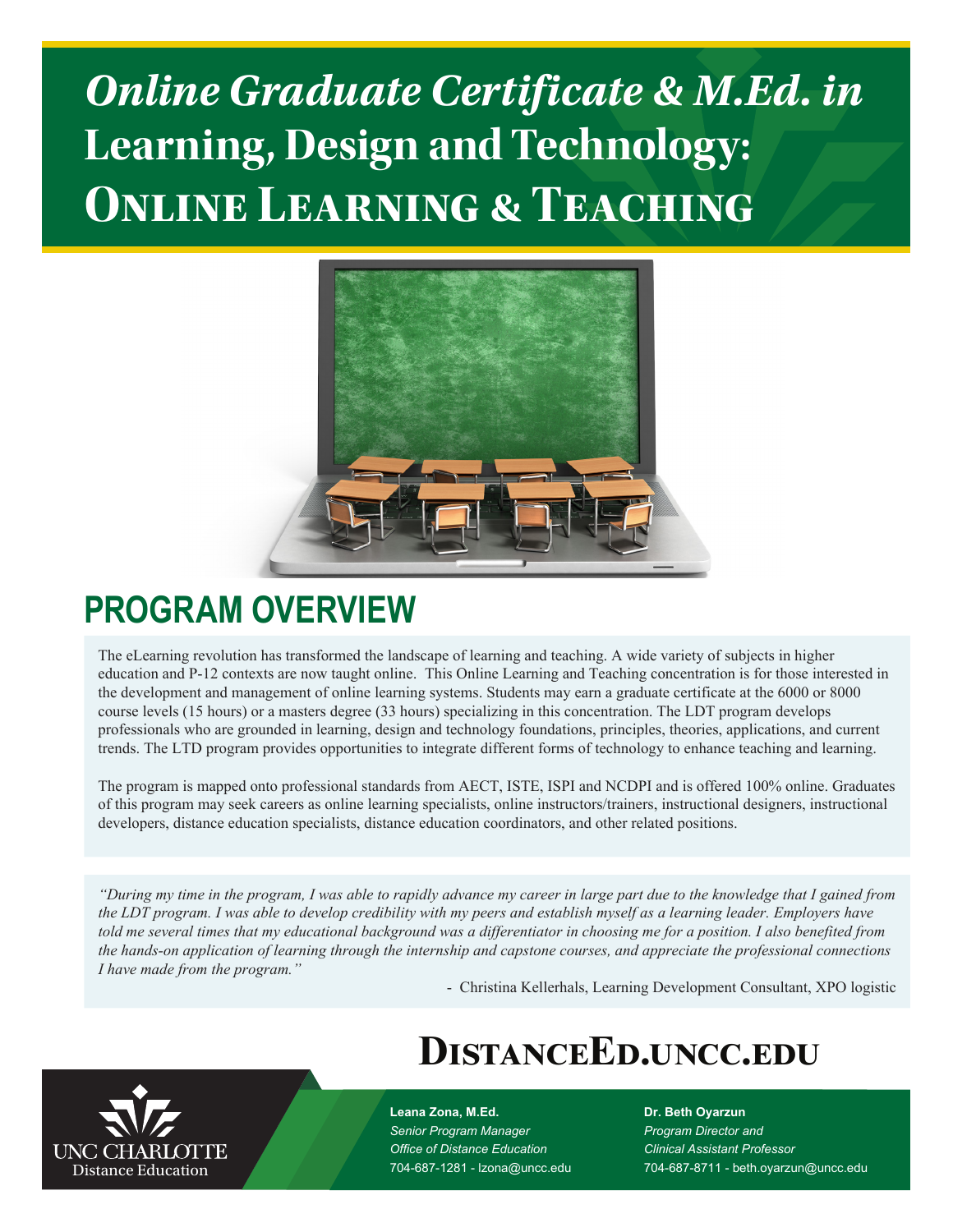# *Online Graduate Certificate & M.Ed. in* Learning, Design and Technology: Online Learning & Teaching

## PROGRAM OVERVIEW

The eLearning revolution has transformed the landscape of learning and teaching. A wide variety of subjects in higher education and P-12 contexts are now taught online. This Online Learning and Teaching concentration is for those interested in the development and management of online learning systems. Students may earn a graduate certificate at the 6000 or 8000 course levels (15 hours) or a masters degree (33 hours) specializing in this concentration. The LDT program develops professionals who are grounded in learning, design and technology foundations, principles, theories, applications, and current trends. The LTD program provides opportunities to integrate different forms of technology to enhance teaching and learning.

The program is mapped onto professional standards from AECT, ISTE, ISPI and NCDPI and is offered 100% online. Graduates of this program may seek careers as online learning specialists, online instructors/trainers, instructional designers, instructional developers, distance education specialists, distance education coordinators, and other related positions.

*"During my time in the program, I was able to rapidly advance my career in large part due to the knowledge that I gained from the LDT program. I was able to develop credibility with my peers and establish myself as a learning leader. Employers have told me several times that my educational background was a differentiator in choosing me for a position. I also benefited from the hands-on application of learning through the internship and capstone courses, and appreciate the professional connections I have made from the program."*

\- Christina Kellerhals, Learning Development Consultant, XPO logistic

## DistanceEd.uncc.edu

UNC CHARLOTTE
Distance Education

**Leana Zona, M.Ed.**
*Senior Program Manager*
*Office of Distance Education*
704-687-1281 - lzona@uncc.edu

**Dr. Beth Oyarzun**
*Program Director and*
*Clinical Assistant Professor*
704-687-8711 - beth.oyarzun@uncc.edu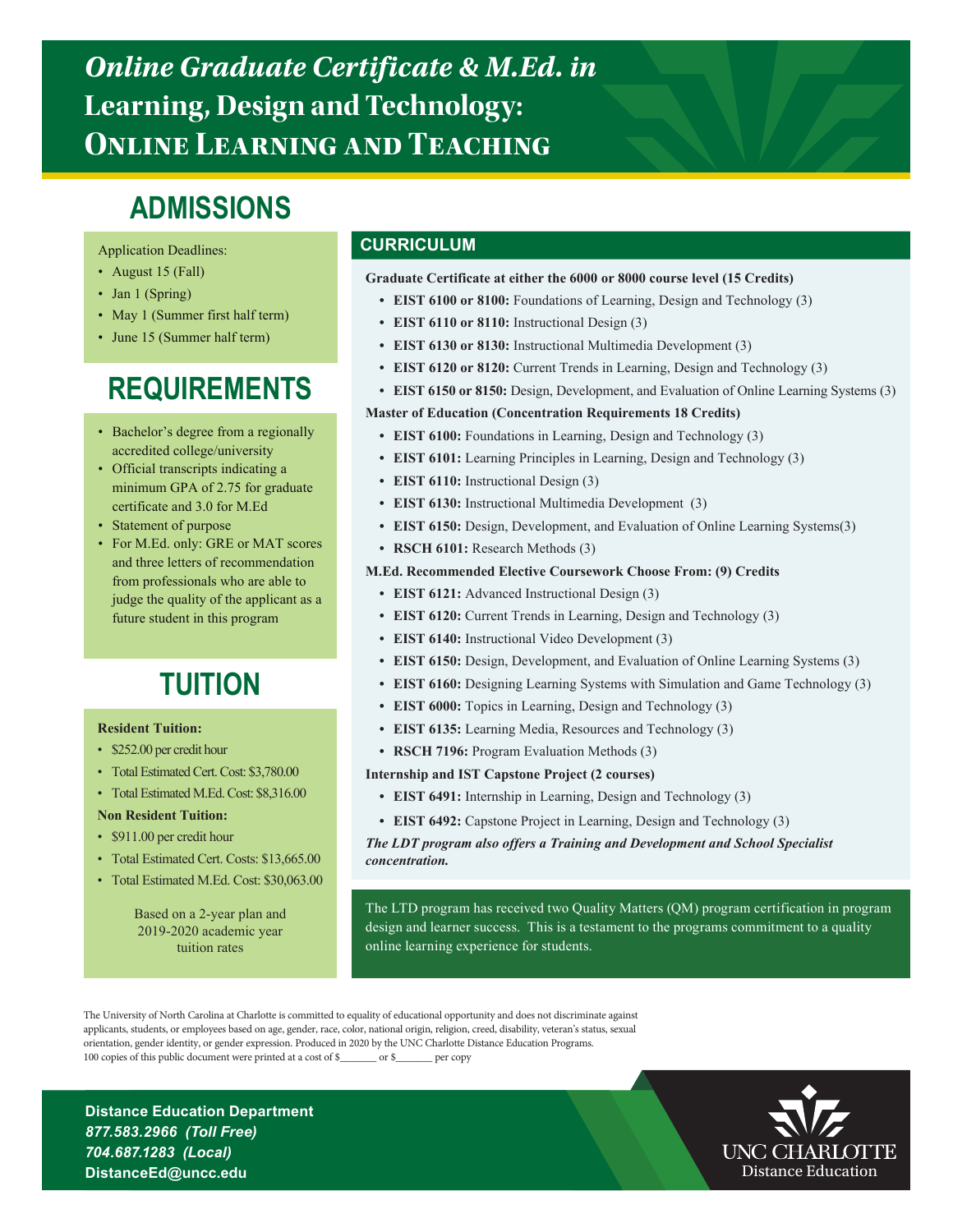# *Online Graduate Certificate & M.Ed. in* Learning, Design and Technology: Online Learning and Teaching

## ADMISSIONS

Application Deadlines:

- August 15 (Fall)
- Jan 1 (Spring)
- May 1 (Summer first half term)
- June 15 (Summer half term)

## REQUIREMENTS

- Bachelor's degree from a regionally accredited college/university
- Official transcripts indicating a minimum GPA of 2.75 for graduate certificate and 3.0 for M.Ed
- Statement of purpose
- For M.Ed. only: GRE or MAT scores and three letters of recommendation from professionals who are able to judge the quality of the applicant as a future student in this program

## TUITION

**Resident Tuition:**

- $252.00 per credit hour
- Total Estimated Cert. Cost: $3,780.00
- Total Estimated M.Ed. Cost: $8,316.00

**Non Resident Tuition:**

- $911.00 per credit hour
- Total Estimated Cert. Costs: $13,665.00
- Total Estimated M.Ed. Cost: $30,063.00

Based on a 2-year plan and 2019-2020 academic year tuition rates

## CURRICULUM

**Graduate Certificate at either the 6000 or 8000 course level (15 Credits)**

- **EIST 6100 or 8100:** Foundations of Learning, Design and Technology (3)
- **EIST 6110 or 8110:** Instructional Design (3)
- **EIST 6130 or 8130:** Instructional Multimedia Development (3)
- **EIST 6120 or 8120:** Current Trends in Learning, Design and Technology (3)
- **EIST 6150 or 8150:** Design, Development, and Evaluation of Online Learning Systems (3)

**Master of Education (Concentration Requirements 18 Credits)**

- **EIST 6100:** Foundations in Learning, Design and Technology (3)
- **EIST 6101:** Learning Principles in Learning, Design and Technology (3)
- **EIST 6110:** Instructional Design (3)
- **EIST 6130:** Instructional Multimedia Development (3)
- **EIST 6150:** Design, Development, and Evaluation of Online Learning Systems(3)
- **RSCH 6101:** Research Methods (3)

**M.Ed. Recommended Elective Coursework Choose From: (9) Credits**

- **EIST 6121:** Advanced Instructional Design (3)
- **EIST 6120:** Current Trends in Learning, Design and Technology (3)
- **EIST 6140:** Instructional Video Development (3)
- **EIST 6150:** Design, Development, and Evaluation of Online Learning Systems (3)
- **EIST 6160:** Designing Learning Systems with Simulation and Game Technology (3)
- **EIST 6000:** Topics in Learning, Design and Technology (3)
- **EIST 6135:** Learning Media, Resources and Technology (3)
- **RSCH 7196:** Program Evaluation Methods (3)

**Internship and IST Capstone Project (2 courses)**

- **EIST 6491:** Internship in Learning, Design and Technology (3)
- **EIST 6492:** Capstone Project in Learning, Design and Technology (3)

***The LDT program also offers a Training and Development and School Specialist concentration.***

The LTD program has received two Quality Matters (QM) program certification in program design and learner success. This is a testament to the programs commitment to a quality online learning experience for students.

The University of North Carolina at Charlotte is committed to equality of educational opportunity and does not discriminate against applicants, students, or employees based on age, gender, race, color, national origin, religion, creed, disability, veteran's status, sexual orientation, gender identity, or gender expression. Produced in 2020 by the UNC Charlotte Distance Education Programs.
100 copies of this public document were printed at a cost of $_______ or $_______ per copy

**Distance Education Department**
***877.583.2966 (Toll Free)***
***704.687.1283 (Local)***
**DistanceEd@uncc.edu**

UNC CHARLOTTE
Distance Education